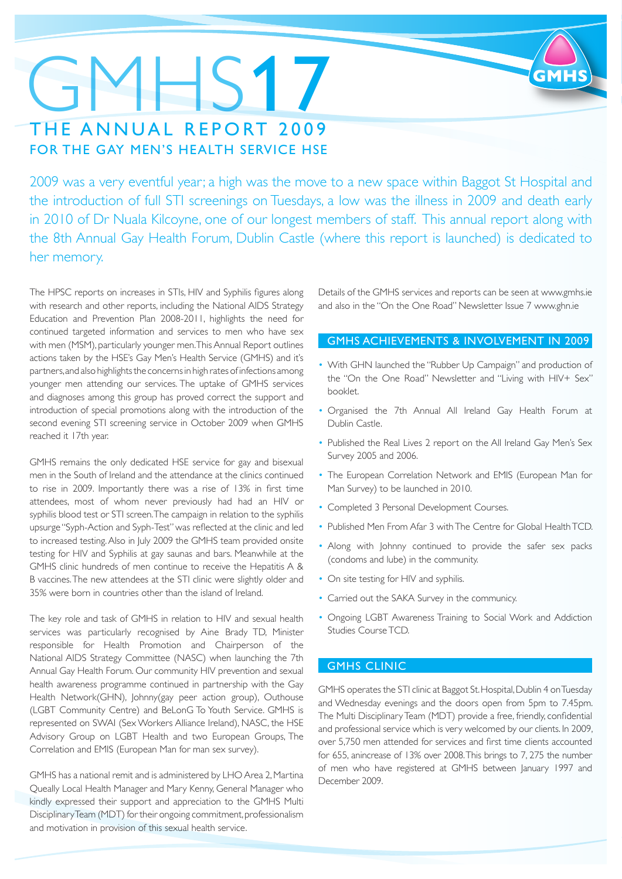# GMHS17

## THE ANNUAL REPORT 2009

### FOR THE GAY MEN'S HEALTH SERVICE HSE

2009 was a very eventful year; a high was the move to a new space within Baggot St Hospital and the introduction of full STI screenings on Tuesdays, a low was the illness in 2009 and death early in 2010 of Dr Nuala Kilcoyne, one of our longest members of staff. This annual report along with the 8th Annual Gay Health Forum, Dublin Castle (where this report is launched) is dedicated to her memory.

The HPSC reports on increases in STIs, HIV and Syphilis figures along with research and other reports, including the National AIDS Strategy Education and Prevention Plan 2008-2011, highlights the need for continued targeted information and services to men who have sex with men (MSM), particularly younger men. This Annual Report outlines actions taken by the HSE's Gay Men's Health Service (GMHS) and it's partners, and also highlights the concerns in high rates of infections among younger men attending our services. The uptake of GMHS services and diagnoses among this group has proved correct the support and introduction of special promotions along with the introduction of the second evening STI screening service in October 2009 when GMHS reached it 17th year.

GMHS remains the only dedicated HSE service for gay and bisexual men in the South of Ireland and the attendance at the clinics continued to rise in 2009. Importantly there was a rise of 13% in first time attendees, most of whom never previously had had an HIV or syphilis blood test or STI screen. The campaign in relation to the syphilis upsurge "Syph-Action and Syph-Test" was reflected at the clinic and led to increased testing. Also in July 2009 the GMHS team provided onsite testing for HIV and Syphilis at gay saunas and bars. Meanwhile at the GMHS clinic hundreds of men continue to receive the Hepatitis A & B vaccines. The new attendees at the STI clinic were slightly older and 35% were born in countries other than the island of Ireland.

The key role and task of GMHS in relation to HIV and sexual health services was particularly recognised by Aine Brady TD, Minister responsible for Health Promotion and Chairperson of the National AIDS Strategy Committee (NASC) when launching the 7th Annual Gay Health Forum. Our community HIV prevention and sexual health awareness programme continued in partnership with the Gay Health Network(GHN), Johnny(gay peer action group), Outhouse (LGBT Community Centre) and BeLonG To Youth Service. GMHS is represented on SWAI (Sex Workers Alliance Ireland), NASC, the HSE Advisory Group on LGBT Health and two European Groups, The Correlation and EMIS (European Man for man sex survey).

GMHS has a national remit and is administered by LHO Area 2, Martina Queally Local Health Manager and Mary Kenny, General Manager who kindly expressed their support and appreciation to the GMHS Multi Disciplinary Team (MDT) for their ongoing commitment, professionalism and motivation in provision of this sexual health service.

Details of the GMHS services and reports can be seen at www.gmhs.ie and also in the "On the One Road" Newsletter Issue 7 www.ghn.ie

## GMHS ACHIEVEMENTS & INVOLVEMENT IN 2009

- With GHN launched the "Rubber Up Campaign" and production of the "On the One Road" Newsletter and "Living with HIV+ Sex" booklet.
- Organised the 7th Annual All Ireland Gay Health Forum at Dublin Castle.
- Published the Real Lives 2 report on the All Ireland Gay Men's Sex Survey 2005 and 2006.
- The European Correlation Network and EMIS (European Man for Man Survey) to be launched in 2010.
- Completed 3 Personal Development Courses.
- Published Men From Afar 3 with The Centre for Global Health TCD.
- Along with Johnny continued to provide the safer sex packs (condoms and lube) in the community.
- On site testing for HIV and syphilis.
- Carried out the SAKA Survey in the community.
- Ongoing LGBT Awareness Training to Social Work and Addiction Studies Course TCD.

## GMHS CLINIC

GMHS operates the STI clinic at Baggot St. Hospital, Dublin 4 on Tuesday and Wednesday evenings and the doors open from 5pm to 7.45pm. The Multi Disciplinary Team (MDT) provide a free, friendly, confidential and professional service which is very welcomed by our clients. In 2009, over 5,750 men attended for services and first time clients accounted for 655, anincrease of 13% over 2008. This brings to 7, 275 the number of men who have registered at GMHS between January 1997 and December 2009.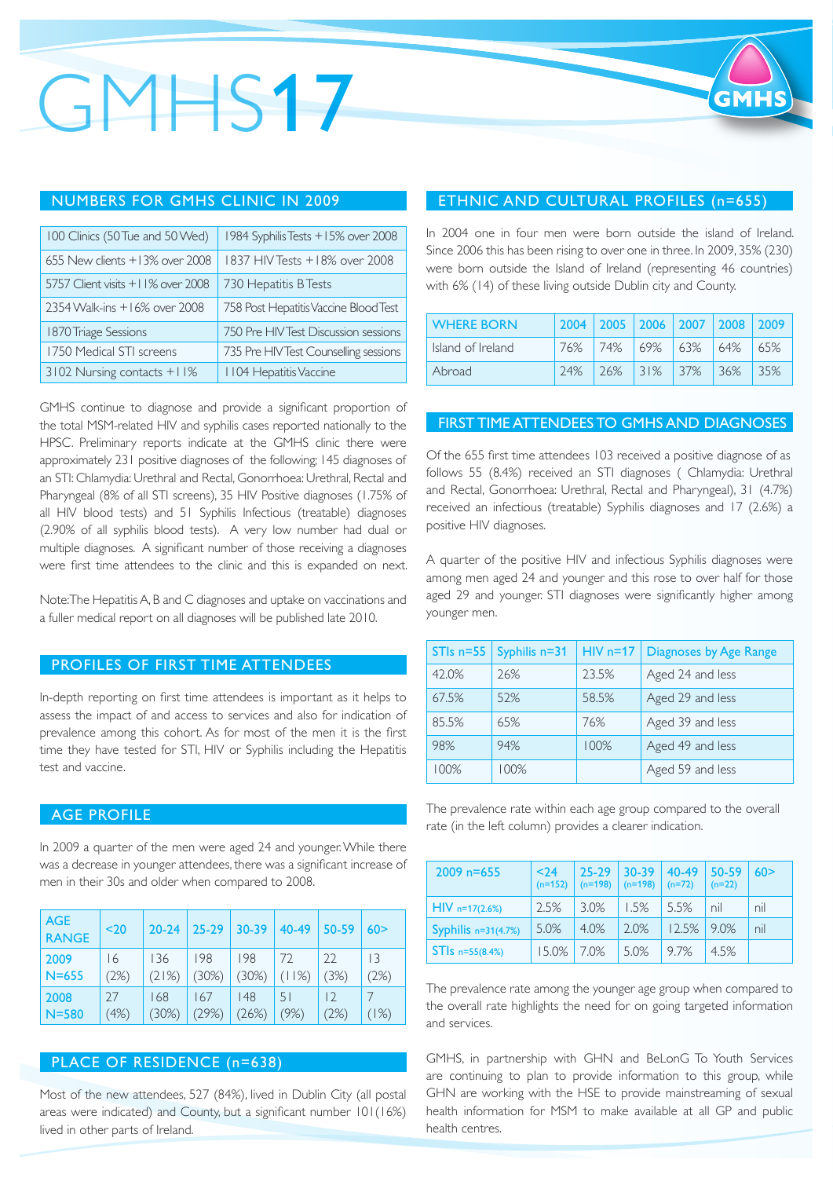# GMHS17

## NUMBERS FOR GMHS CLINIC IN 2009

| | |
|---|---|
| 100 Clinics (50 Tue and 50 Wed) | 1984 Syphilis Tests +15% over 2008 |
| 655 New clients +13% over 2008 | 1837 HIV Tests +18% over 2008 |
| 5757 Client visits +11% over 2008 | 730 Hepatitis B Tests |
| 2354 Walk-ins +16% over 2008 | 758 Post Hepatitis Vaccine Blood Test |
| 1870 Triage Sessions | 750 Pre HIV Test Discussion sessions |
| 1750 Medical STI screens | 735 Pre HIV Test Counselling sessions |
| 3102 Nursing contacts +11% | 1104 Hepatitis Vaccine |

GMHS continue to diagnose and provide a significant proportion of the total MSM-related HIV and syphilis cases reported nationally to the HPSC. Preliminary reports indicate at the GMHS clinic there were approximately 231 positive diagnoses of the following; 145 diagnoses of an STI: Chlamydia: Urethral and Rectal, Gonorrhoea: Urethral, Rectal and Pharyngeal (8% of all STI screens), 35 HIV Positive diagnoses (1.75% of all HIV blood tests) and 51 Syphilis Infectious (treatable) diagnoses (2.90% of all syphilis blood tests). A very low number had dual or multiple diagnoses. A significant number of those receiving a diagnoses were first time attendees to the clinic and this is expanded on next.

Note: The Hepatitis A, B and C diagnoses and uptake on vaccinations and a fuller medical report on all diagnoses will be published late 2010.

## PROFILES OF FIRST TIME ATTENDEES

In-depth reporting on first time attendees is important as it helps to assess the impact of and access to services and also for indication of prevalence among this cohort. As for most of the men it is the first time they have tested for STI, HIV or Syphilis including the Hepatitis test and vaccine.

## AGE PROFILE

In 2009 a quarter of the men were aged 24 and younger. While there was a decrease in younger attendees, there was a significant increase of men in their 30s and older when compared to 2008.

| AGE RANGE | <20 | 20-24 | 25-29 | 30-39 | 40-49 | 50-59 | 60> |
|---|---|---|---|---|---|---|---|
| 2009 N=655 | 16 (2%) | 136 (21%) | 198 (30%) | 198 (30%) | 72 (11%) | 22 (3%) | 13 (2%) |
| 2008 N=580 | 27 (4%) | 168 (30%) | 167 (29%) | 148 (26%) | 51 (9%) | 12 (2%) | 7 (1%) |

## PLACE OF RESIDENCE (n=638)

Most of the new attendees, 527 (84%), lived in Dublin City (all postal areas were indicated) and County, but a significant number 101(16%) lived in other parts of Ireland.

## ETHNIC AND CULTURAL PROFILES (n=655)

In 2004 one in four men were born outside the island of Ireland. Since 2006 this has been rising to over one in three. In 2009, 35% (230) were born outside the Island of Ireland (representing 46 countries) with 6% (14) of these living outside Dublin city and County.

| WHERE BORN | 2004 | 2005 | 2006 | 2007 | 2008 | 2009 |
|---|---|---|---|---|---|---|
| Island of Ireland | 76% | 74% | 69% | 63% | 64% | 65% |
| Abroad | 24% | 26% | 31% | 37% | 36% | 35% |

## FIRST TIME ATTENDEES TO GMHS AND DIAGNOSES

Of the 655 first time attendees 103 received a positive diagnose of as follows 55 (8.4%) received an STI diagnoses ( Chlamydia: Urethral and Rectal, Gonorrhoea: Urethral, Rectal and Pharyngeal), 31 (4.7%) received an infectious (treatable) Syphilis diagnoses and 17 (2.6%) a positive HIV diagnoses.

A quarter of the positive HIV and infectious Syphilis diagnoses were among men aged 24 and younger and this rose to over half for those aged 29 and younger. STI diagnoses were significantly higher among younger men.

| STIs n=55 | Syphilis n=31 | HIV n=17 | Diagnoses by Age Range |
|---|---|---|---|
| 42.0% | 26% | 23.5% | Aged 24 and less |
| 67.5% | 52% | 58.5% | Aged 29 and less |
| 85.5% | 65% | 76% | Aged 39 and less |
| 98% | 94% | 100% | Aged 49 and less |
| 100% | 100% | | Aged 59 and less |

The prevalence rate within each age group compared to the overall rate (in the left column) provides a clearer indication.

| 2009 n=655 | <24 (n=152) | 25-29 (n=198) | 30-39 (n=198) | 40-49 (n=72) | 50-59 (n=22) | 60> |
|---|---|---|---|---|---|---|
| HIV n=17(2.6%) | 2.5% | 3.0% | 1.5% | 5.5% | nil | nil |
| Syphilis n=31(4.7%) | 5.0% | 4.0% | 2.0% | 12.5% | 9.0% | nil |
| STIs n=55(8.4%) | 15.0% | 7.0% | 5.0% | 9.7% | 4.5% | |

The prevalence rate among the younger age group when compared to the overall rate highlights the need for on going targeted information and services.

GMHS, in partnership with GHN and BeLonG To Youth Services are continuing to plan to provide information to this group, while GHN are working with the HSE to provide mainstreaming of sexual health information for MSM to make available at all GP and public health centres.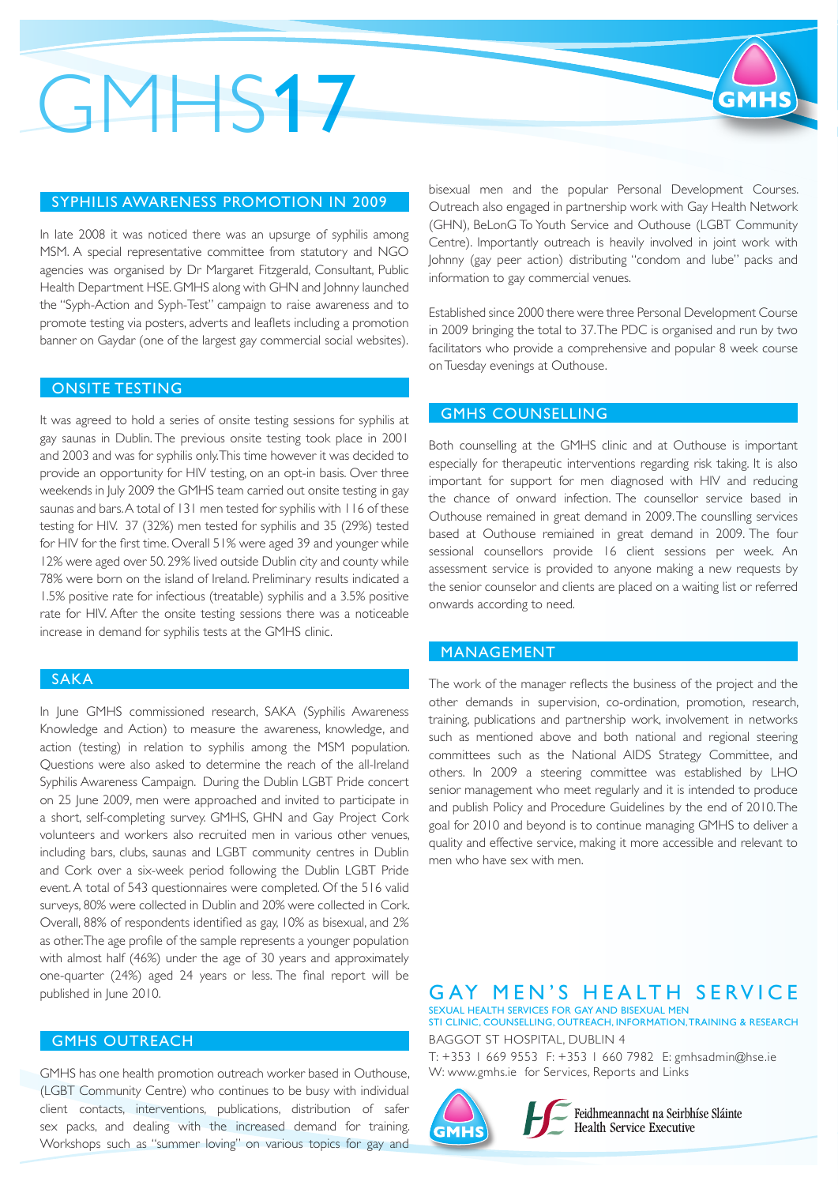# GMHS17

## SYPHILIS AWARENESS PROMOTION IN 2009

In late 2008 it was noticed there was an upsurge of syphilis among MSM. A special representative committee from statutory and NGO agencies was organised by Dr Margaret Fitzgerald, Consultant, Public Health Department HSE. GMHS along with GHN and Johnny launched the "Syph-Action and Syph-Test" campaign to raise awareness and to promote testing via posters, adverts and leaflets including a promotion banner on Gaydar (one of the largest gay commercial social websites).

## ONSITE TESTING

It was agreed to hold a series of onsite testing sessions for syphilis at gay saunas in Dublin. The previous onsite testing took place in 2001 and 2003 and was for syphilis only. This time however it was decided to provide an opportunity for HIV testing, on an opt-in basis. Over three weekends in July 2009 the GMHS team carried out onsite testing in gay saunas and bars. A total of 131 men tested for syphilis with 116 of these testing for HIV. 37 (32%) men tested for syphilis and 35 (29%) tested for HIV for the first time. Overall 51% were aged 39 and younger while 12% were aged over 50. 29% lived outside Dublin city and county while 78% were born on the island of Ireland. Preliminary results indicated a 1.5% positive rate for infectious (treatable) syphilis and a 3.5% positive rate for HIV. After the onsite testing sessions there was a noticeable increase in demand for syphilis tests at the GMHS clinic.

## SAKA

In June GMHS commissioned research, SAKA (Syphilis Awareness Knowledge and Action) to measure the awareness, knowledge, and action (testing) in relation to syphilis among the MSM population. Questions were also asked to determine the reach of the all-Ireland Syphilis Awareness Campaign. During the Dublin LGBT Pride concert on 25 June 2009, men were approached and invited to participate in a short, self-completing survey. GMHS, GHN and Gay Project Cork volunteers and workers also recruited men in various other venues, including bars, clubs, saunas and LGBT community centres in Dublin and Cork over a six-week period following the Dublin LGBT Pride event. A total of 543 questionnaires were completed. Of the 516 valid surveys, 80% were collected in Dublin and 20% were collected in Cork. Overall, 88% of respondents identified as gay, 10% as bisexual, and 2% as other. The age profile of the sample represents a younger population with almost half (46%) under the age of 30 years and approximately one-quarter (24%) aged 24 years or less. The final report will be published in June 2010.

## GMHS OUTREACH

GMHS has one health promotion outreach worker based in Outhouse, (LGBT Community Centre) who continues to be busy with individual client contacts, interventions, publications, distribution of safer sex packs, and dealing with the increased demand for training. Workshops such as "summer loving" on various topics for gay and bisexual men and the popular Personal Development Courses. Outreach also engaged in partnership work with Gay Health Network (GHN), BeLonG To Youth Service and Outhouse (LGBT Community Centre). Importantly outreach is heavily involved in joint work with Johnny (gay peer action) distributing "condom and lube" packs and information to gay commercial venues.

Established since 2000 there were three Personal Development Course in 2009 bringing the total to 37. The PDC is organised and run by two facilitators who provide a comprehensive and popular 8 week course on Tuesday evenings at Outhouse.

## GMHS COUNSELLING

Both counselling at the GMHS clinic and at Outhouse is important especially for therapeutic interventions regarding risk taking. It is also important for support for men diagnosed with HIV and reducing the chance of onward infection. The counsellor service based in Outhouse remained in great demand in 2009. The counslling services based at Outhouse remaiined in great demand in 2009. The four sessional counsellors provide 16 client sessions per week. An assessment service is provided to anyone making a new requests by the senior counselor and clients are placed on a waiting list or referred onwards according to need.

## MANAGEMENT

The work of the manager reflects the business of the project and the other demands in supervision, co-ordination, promotion, research, training, publications and partnership work, involvement in networks such as mentioned above and both national and regional steering committees such as the National AIDS Strategy Committee, and others. In 2009 a steering committee was established by LHO senior management who meet regularly and it is intended to produce and publish Policy and Procedure Guidelines by the end of 2010. The goal for 2010 and beyond is to continue managing GMHS to deliver a quality and effective service, making it more accessible and relevant to men who have sex with men.

## GAY MEN'S HEALTH SERVICE

SEXUAL HEALTH SERVICES FOR GAY AND BISEXUAL MEN
STI CLINIC, COUNSELLING, OUTREACH, INFORMATION, TRAINING & RESEARCH

BAGGOT ST HOSPITAL, DUBLIN 4

T: +353 1 669 9553 F: +353 1 660 7982 E: gmhsadmin@hse.ie
W: www.gmhs.ie for Services, Reports and Links

Feidhmeannacht na Seirbhíse Sláinte
Health Service Executive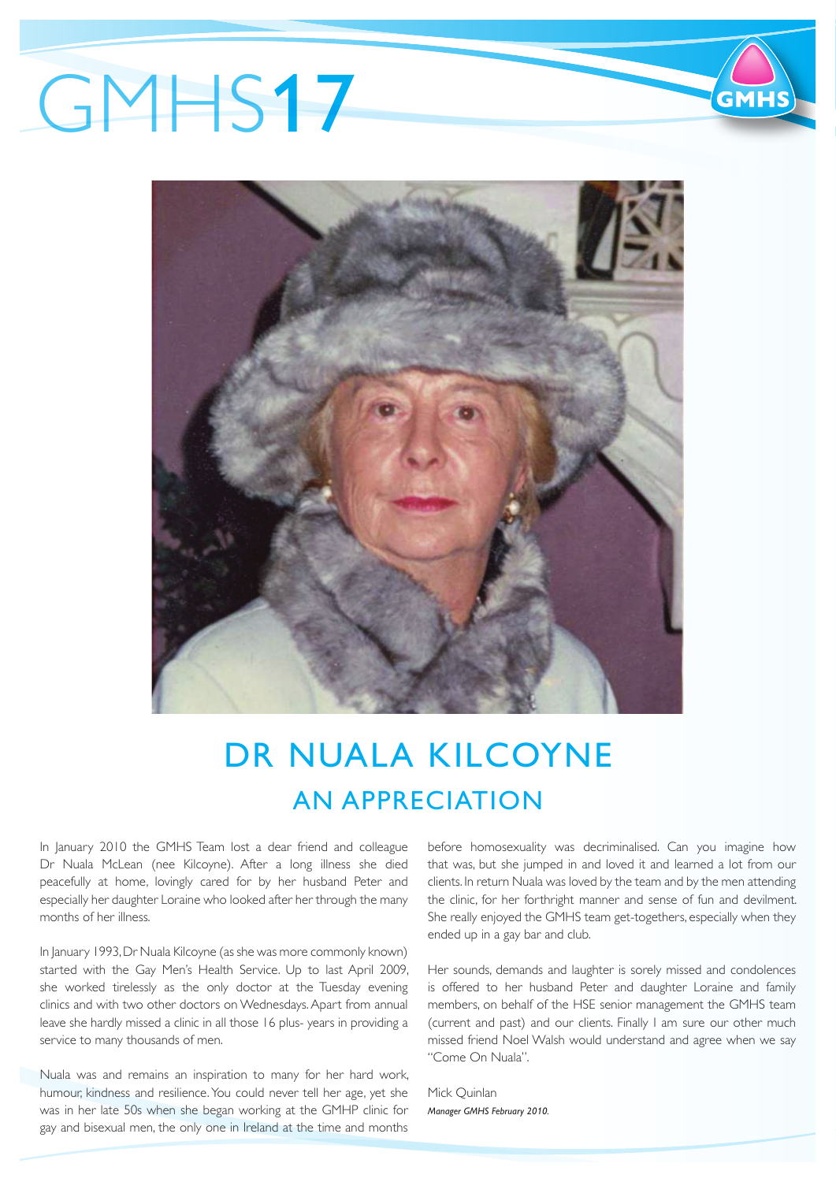# DR NUALA KILCOYNE

## AN APPRECIATION

In January 2010 the GMHS Team lost a dear friend and colleague Dr Nuala McLean (nee Kilcoyne). After a long illness she died peacefully at home, lovingly cared for by her husband Peter and especially her daughter Loraine who looked after her through the many months of her illness.

In January 1993, Dr Nuala Kilcoyne (as she was more commonly known) started with the Gay Men's Health Service. Up to last April 2009, she worked tirelessly as the only doctor at the Tuesday evening clinics and with two other doctors on Wednesdays. Apart from annual leave she hardly missed a clinic in all those 16 plus- years in providing a service to many thousands of men.

Nuala was and remains an inspiration to many for her hard work, humour, kindness and resilience. You could never tell her age, yet she was in her late 50s when she began working at the GMHP clinic for gay and bisexual men, the only one in Ireland at the time and months before homosexuality was decriminalised. Can you imagine how that was, but she jumped in and loved it and learned a lot from our clients. In return Nuala was loved by the team and by the men attending the clinic, for her forthright manner and sense of fun and devilment. She really enjoyed the GMHS team get-togethers, especially when they ended up in a gay bar and club.

Her sounds, demands and laughter is sorely missed and condolences is offered to her husband Peter and daughter Loraine and family members, on behalf of the HSE senior management the GMHS team (current and past) and our clients. Finally I am sure our other much missed friend Noel Walsh would understand and agree when we say "Come On Nuala".

Mick Quinlan
*Manager GMHS February 2010.*